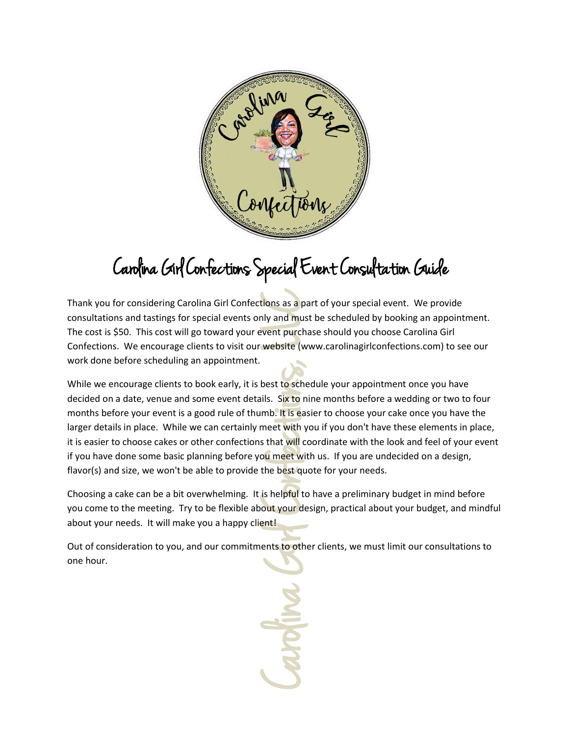# Carolina Girl Confections Special Event Consultation Guide

Thank you for considering Carolina Girl Confections as a part of your special event. We provide consultations and tastings for special events only and must be scheduled by booking an appointment. The cost is $50. This cost will go toward your event purchase should you choose Carolina Girl Confections. We encourage clients to visit our website (www.carolinagirlconfections.com) to see our work done before scheduling an appointment.

While we encourage clients to book early, it is best to schedule your appointment once you have decided on a date, venue and some event details. Six to nine months before a wedding or two to four months before your event is a good rule of thumb. It is easier to choose your cake once you have the larger details in place. While we can certainly meet with you if you don't have these elements in place, it is easier to choose cakes or other confections that will coordinate with the look and feel of your event if you have done some basic planning before you meet with us. If you are undecided on a design, flavor(s) and size, we won't be able to provide the best quote for your needs.

Choosing a cake can be a bit overwhelming. It is helpful to have a preliminary budget in mind before you come to the meeting. Try to be flexible about your design, practical about your budget, and mindful about your needs. It will make you a happy client!

Out of consideration to you, and our commitments to other clients, we must limit our consultations to one hour.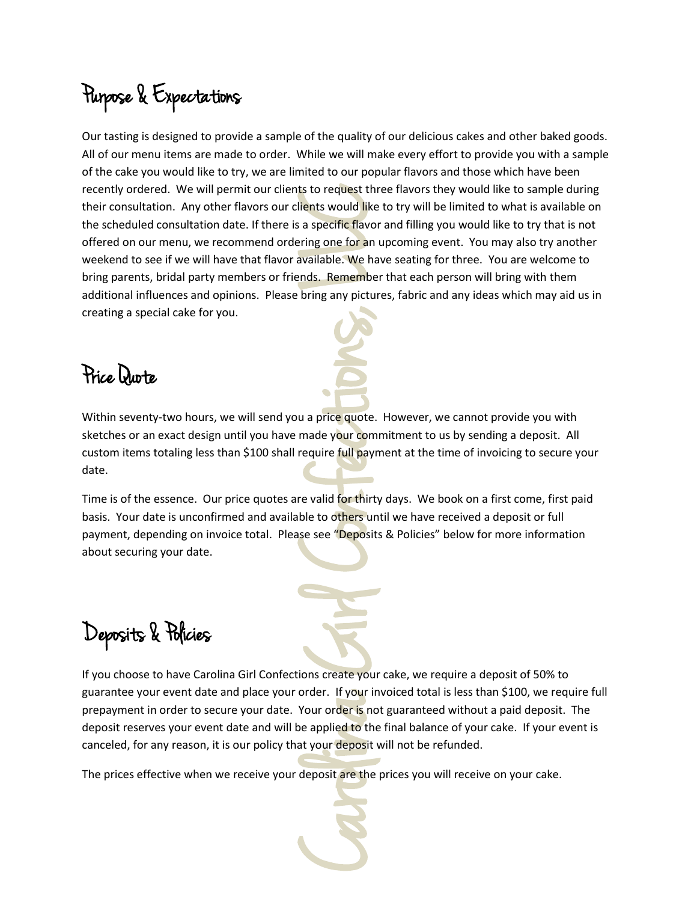## Purpose & Expectations

Our tasting is designed to provide a sample of the quality of our delicious cakes and other baked goods. All of our menu items are made to order. While we will make every effort to provide you with a sample of the cake you would like to try, we are limited to our popular flavors and those which have been recently ordered. We will permit our clients to request three flavors they would like to sample during their consultation. Any other flavors our clients would like to try will be limited to what is available on the scheduled consultation date. If there is a specific flavor and filling you would like to try that is not offered on our menu, we recommend ordering one for an upcoming event. You may also try another weekend to see if we will have that flavor available. We have seating for three. You are welcome to bring parents, bridal party members or friends. Remember that each person will bring with them additional influences and opinions. Please bring any pictures, fabric and any ideas which may aid us in creating a special cake for you.

## Price Quote

Within seventy-two hours, we will send you a price quote. However, we cannot provide you with sketches or an exact design until you have made your commitment to us by sending a deposit. All custom items totaling less than $100 shall require full payment at the time of invoicing to secure your date.

Time is of the essence. Our price quotes are valid for thirty days. We book on a first come, first paid basis. Your date is unconfirmed and available to others until we have received a deposit or full payment, depending on invoice total. Please see "Deposits & Policies" below for more information about securing your date.

## Deposits & Policies

If you choose to have Carolina Girl Confections create your cake, we require a deposit of 50% to guarantee your event date and place your order. If your invoiced total is less than $100, we require full prepayment in order to secure your date. Your order is not guaranteed without a paid deposit. The deposit reserves your event date and will be applied to the final balance of your cake. If your event is canceled, for any reason, it is our policy that your deposit will not be refunded.

The prices effective when we receive your deposit are the prices you will receive on your cake.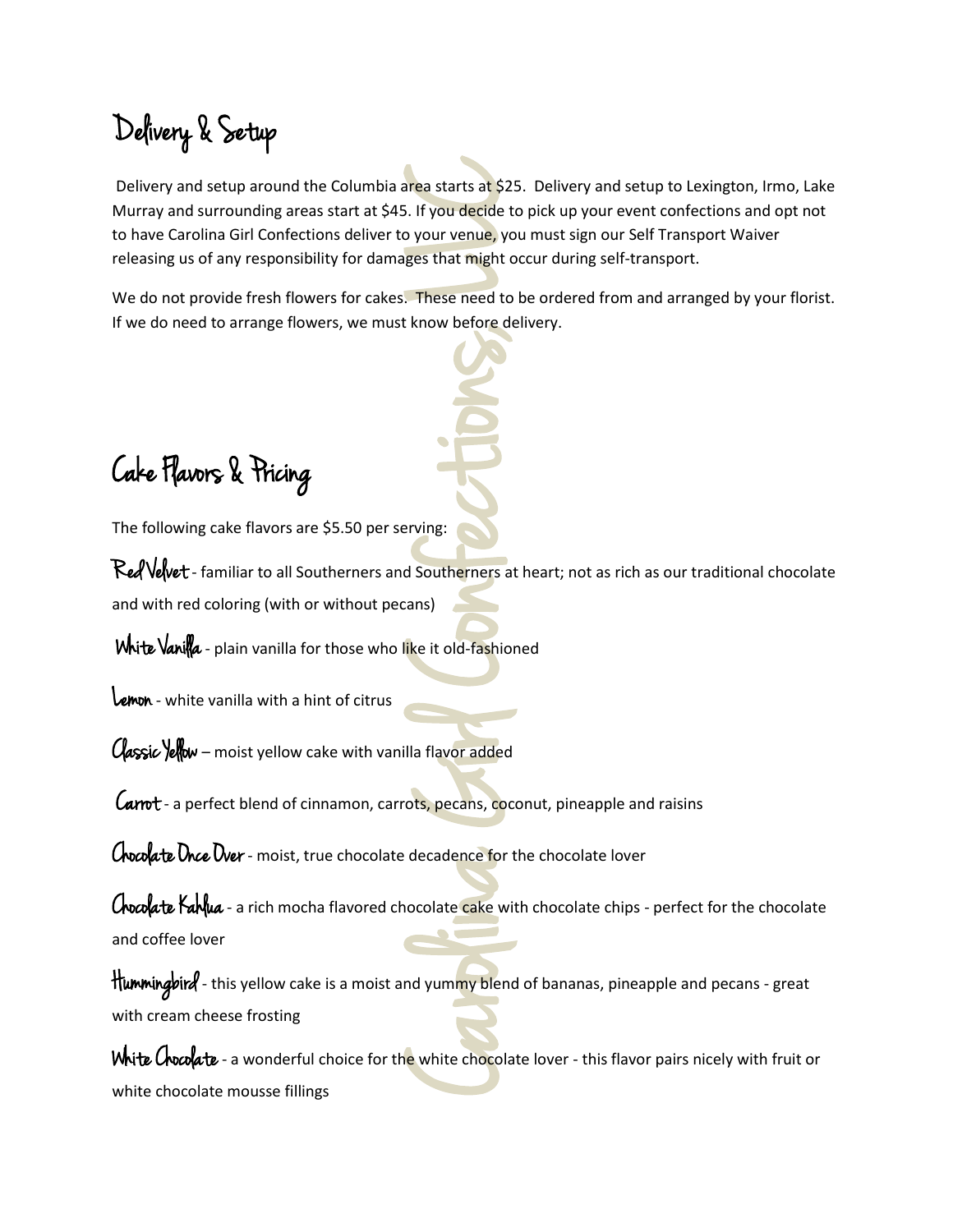# Delivery & Setup

Delivery and setup around the Columbia area starts at $25. Delivery and setup to Lexington, Irmo, Lake Murray and surrounding areas start at $45. If you decide to pick up your event confections and opt not to have Carolina Girl Confections deliver to your venue, you must sign our Self Transport Waiver releasing us of any responsibility for damages that might occur during self-transport.

We do not provide fresh flowers for cakes. These need to be ordered from and arranged by your florist. If we do need to arrange flowers, we must know before delivery.

# Cake Flavors & Pricing

The following cake flavors are $5.50 per serving:

**Red Velvet** - familiar to all Southerners and Southerners at heart; not as rich as our traditional chocolate and with red coloring (with or without pecans)

**White Vanilla** - plain vanilla for those who like it old-fashioned

**Lemon** - white vanilla with a hint of citrus

**Classic Yellow** – moist yellow cake with vanilla flavor added

**Carrot** - a perfect blend of cinnamon, carrots, pecans, coconut, pineapple and raisins

**Chocolate Once Over** - moist, true chocolate decadence for the chocolate lover

**Chocolate Kahlua** - a rich mocha flavored chocolate cake with chocolate chips - perfect for the chocolate and coffee lover

**Hummingbird** - this yellow cake is a moist and yummy blend of bananas, pineapple and pecans - great with cream cheese frosting

**White Chocolate** - a wonderful choice for the white chocolate lover - this flavor pairs nicely with fruit or white chocolate mousse fillings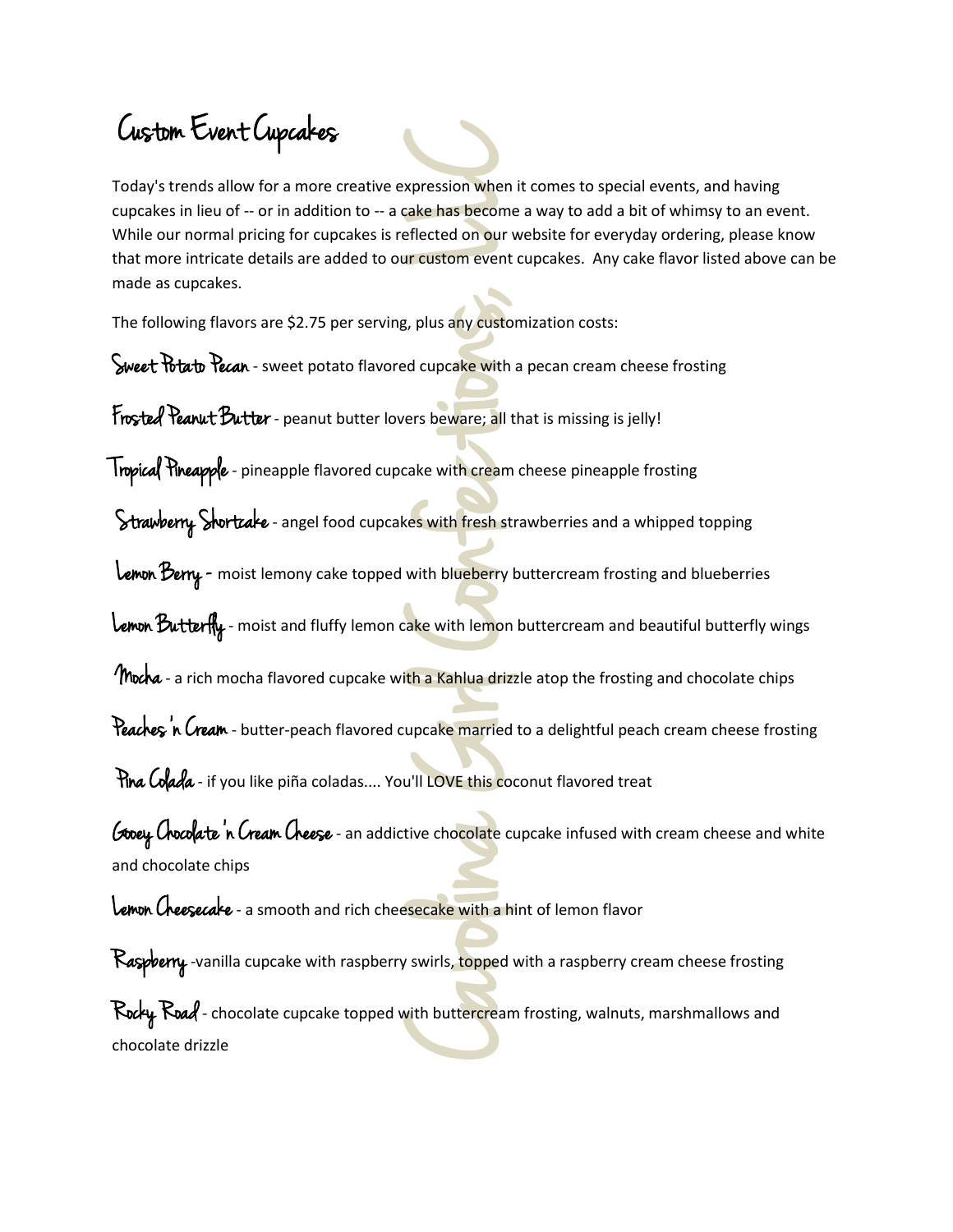# Custom Event Cupcakes

Today's trends allow for a more creative expression when it comes to special events, and having cupcakes in lieu of -- or in addition to -- a cake has become a way to add a bit of whimsy to an event. While our normal pricing for cupcakes is reflected on our website for everyday ordering, please know that more intricate details are added to our custom event cupcakes. Any cake flavor listed above can be made as cupcakes.

The following flavors are $2.75 per serving, plus any customization costs:

**Sweet Potato Pecan** - sweet potato flavored cupcake with a pecan cream cheese frosting

**Frosted Peanut Butter** - peanut butter lovers beware; all that is missing is jelly!

**Tropical Pineapple** - pineapple flavored cupcake with cream cheese pineapple frosting

**Strawberry Shortcake** - angel food cupcakes with fresh strawberries and a whipped topping

**Lemon Berry** - moist lemony cake topped with blueberry buttercream frosting and blueberries

**Lemon Butterfly** - moist and fluffy lemon cake with lemon buttercream and beautiful butterfly wings

**Mocha** - a rich mocha flavored cupcake with a Kahlua drizzle atop the frosting and chocolate chips

**Peaches 'n Cream** - butter-peach flavored cupcake married to a delightful peach cream cheese frosting

**Pina Colada** - if you like piña coladas.... You'll LOVE this coconut flavored treat

**Gooey Chocolate 'n Cream Cheese** - an addictive chocolate cupcake infused with cream cheese and white and chocolate chips

**Lemon Cheesecake** - a smooth and rich cheesecake with a hint of lemon flavor

**Raspberry** -vanilla cupcake with raspberry swirls, topped with a raspberry cream cheese frosting

**Rocky Road** - chocolate cupcake topped with buttercream frosting, walnuts, marshmallows and chocolate drizzle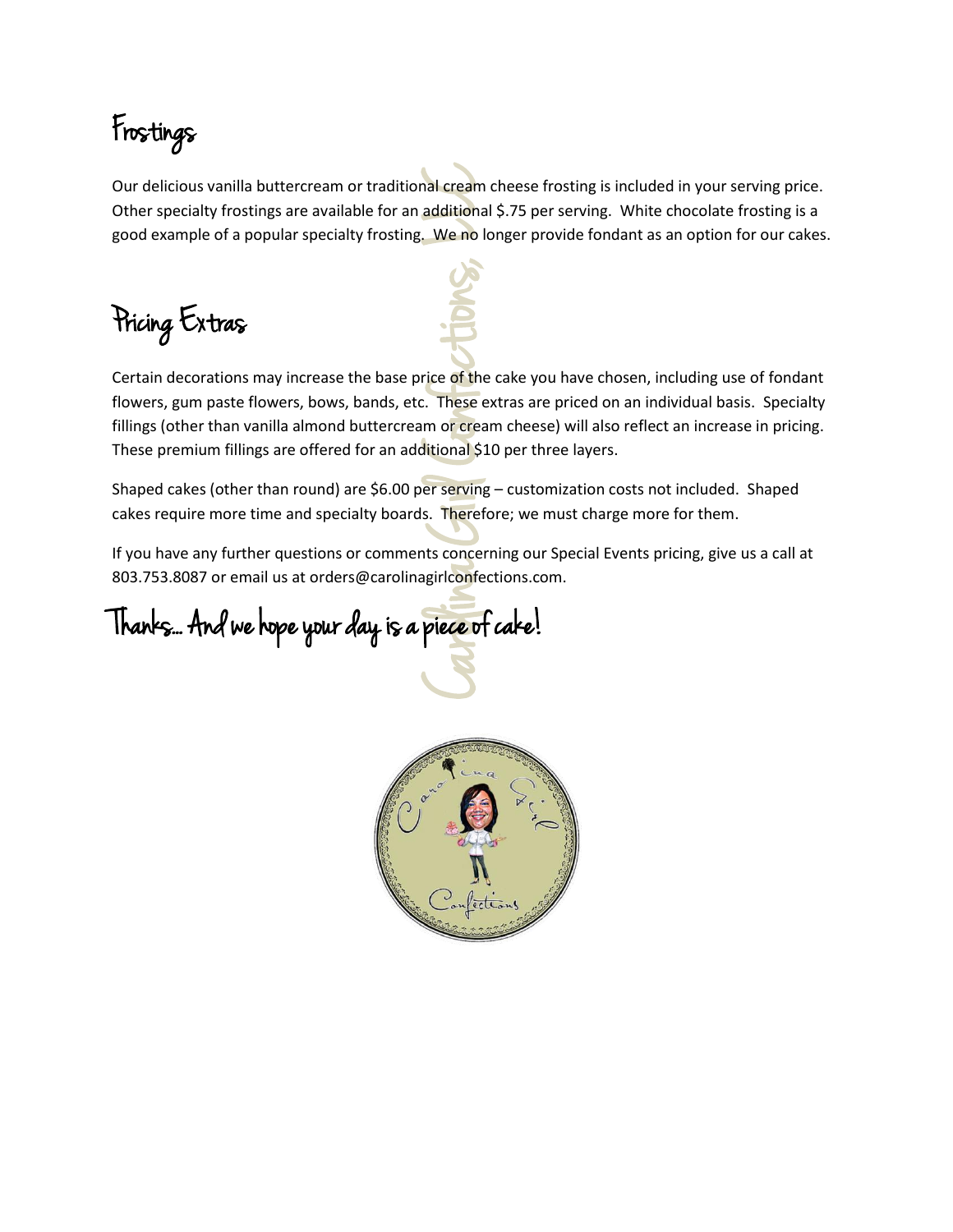## Frostings

Our delicious vanilla buttercream or traditional cream cheese frosting is included in your serving price. Other specialty frostings are available for an additional $.75 per serving. White chocolate frosting is a good example of a popular specialty frosting. We no longer provide fondant as an option for our cakes.

## Pricing Extras

Certain decorations may increase the base price of the cake you have chosen, including use of fondant flowers, gum paste flowers, bows, bands, etc. These extras are priced on an individual basis. Specialty fillings (other than vanilla almond buttercream or cream cheese) will also reflect an increase in pricing. These premium fillings are offered for an additional $10 per three layers.

Shaped cakes (other than round) are $6.00 per serving – customization costs not included. Shaped cakes require more time and specialty boards. Therefore; we must charge more for them.

If you have any further questions or comments concerning our Special Events pricing, give us a call at 803.753.8087 or email us at orders@carolinagirlconfections.com.

## Thanks… And we hope your day is a piece of cake!